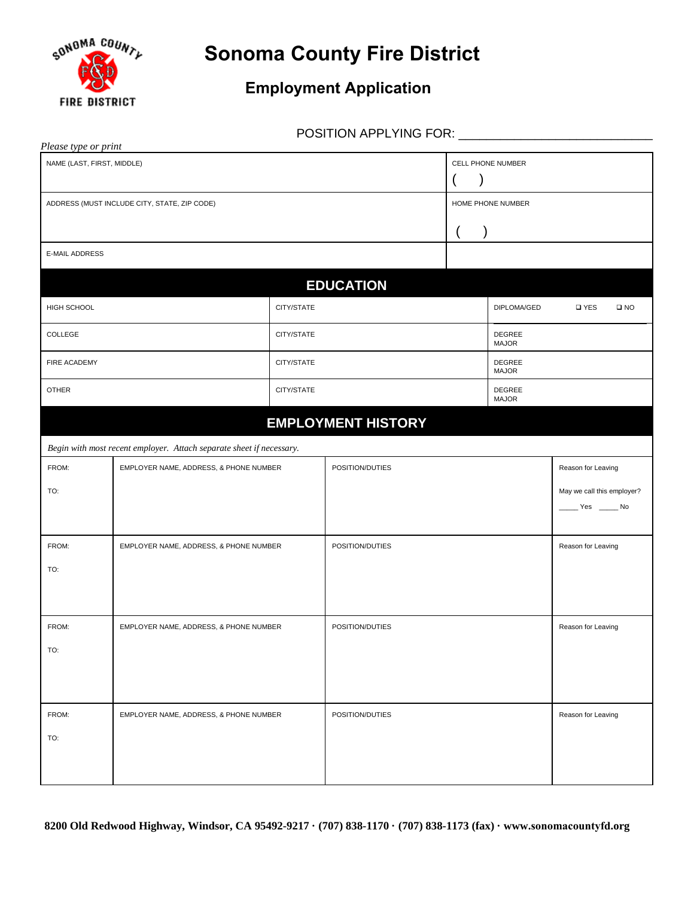SONOMA COUNTY FIRE DISTRICT

# Sonoma County Fire District

## Employment Application

POSITION APPLYING FOR: ____________________________

*Please type or print*

| NAME (LAST, FIRST, MIDDLE) | CELL PHONE NUMBER ( ) |
|---|---|
| ADDRESS (MUST INCLUDE CITY, STATE, ZIP CODE) | HOME PHONE NUMBER ( ) |
| E-MAIL ADDRESS | |

## EDUCATION

| | | |
|---|---|---|
| HIGH SCHOOL | CITY/STATE | DIPLOMA/GED ❑ YES ❑ NO |
| COLLEGE | CITY/STATE | DEGREE MAJOR |
| FIRE ACADEMY | CITY/STATE | DEGREE MAJOR |
| OTHER | CITY/STATE | DEGREE MAJOR |

## EMPLOYMENT HISTORY

*Begin with most recent employer. Attach separate sheet if necessary.*

| | | | |
|---|---|---|---|
| FROM: TO: | EMPLOYER NAME, ADDRESS, & PHONE NUMBER | POSITION/DUTIES | Reason for Leaving May we call this employer? _____ Yes _____ No |
| FROM: TO: | EMPLOYER NAME, ADDRESS, & PHONE NUMBER | POSITION/DUTIES | Reason for Leaving |
| FROM: TO: | EMPLOYER NAME, ADDRESS, & PHONE NUMBER | POSITION/DUTIES | Reason for Leaving |
| FROM: TO: | EMPLOYER NAME, ADDRESS, & PHONE NUMBER | POSITION/DUTIES | Reason for Leaving |

**8200 Old Redwood Highway, Windsor, CA 95492-9217 · (707) 838-1170 · (707) 838-1173 (fax) · www.sonomacountyfd.org**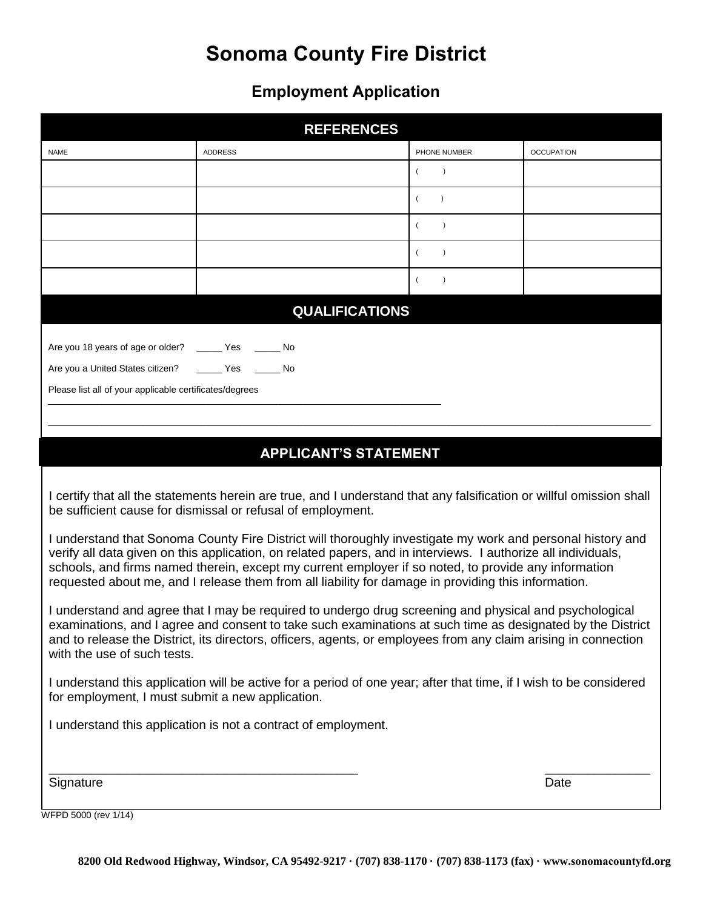# Sonoma County Fire District

## Employment Application

### REFERENCES

| NAME | ADDRESS | PHONE NUMBER | OCCUPATION |
|---|---|---|---|
| | | ( ) | |
| | | ( ) | |
| | | ( ) | |
| | | ( ) | |
| | | ( ) | |

### QUALIFICATIONS

Are you 18 years of age or older? _____ Yes _____ No

Are you a United States citizen? _____ Yes _____ No

Please list all of your applicable certificates/degrees

_______________________________________________________________________________

_______________________________________________________________________________

### APPLICANT'S STATEMENT

I certify that all the statements herein are true, and I understand that any falsification or willful omission shall be sufficient cause for dismissal or refusal of employment.

I understand that Sonoma County Fire District will thoroughly investigate my work and personal history and verify all data given on this application, on related papers, and in interviews. I authorize all individuals, schools, and firms named therein, except my current employer if so noted, to provide any information requested about me, and I release them from all liability for damage in providing this information.

I understand and agree that I may be required to undergo drug screening and physical and psychological examinations, and I agree and consent to take such examinations at such time as designated by the District and to release the District, its directors, officers, agents, or employees from any claim arising in connection with the use of such tests.

I understand this application will be active for a period of one year; after that time, if I wish to be considered for employment, I must submit a new application.

I understand this application is not a contract of employment.

_____________________________________________ _______________

Signature Date

WFPD 5000 (rev 1/14)

**8200 Old Redwood Highway, Windsor, CA 95492-9217 · (707) 838-1170 · (707) 838-1173 (fax) · www.sonomacountyfd.org**